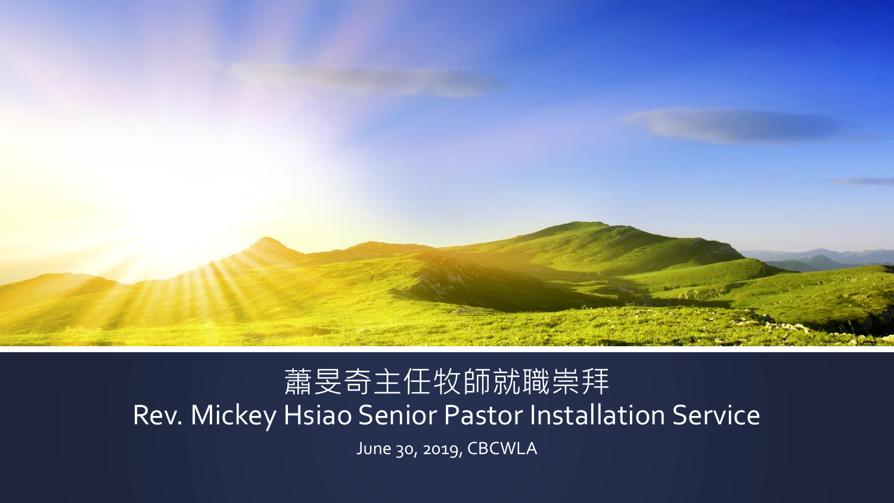# 蕭旻奇主任牧師就職崇拜

# Rev. Mickey Hsiao Senior Pastor Installation Service

June 30, 2019, CBCWLA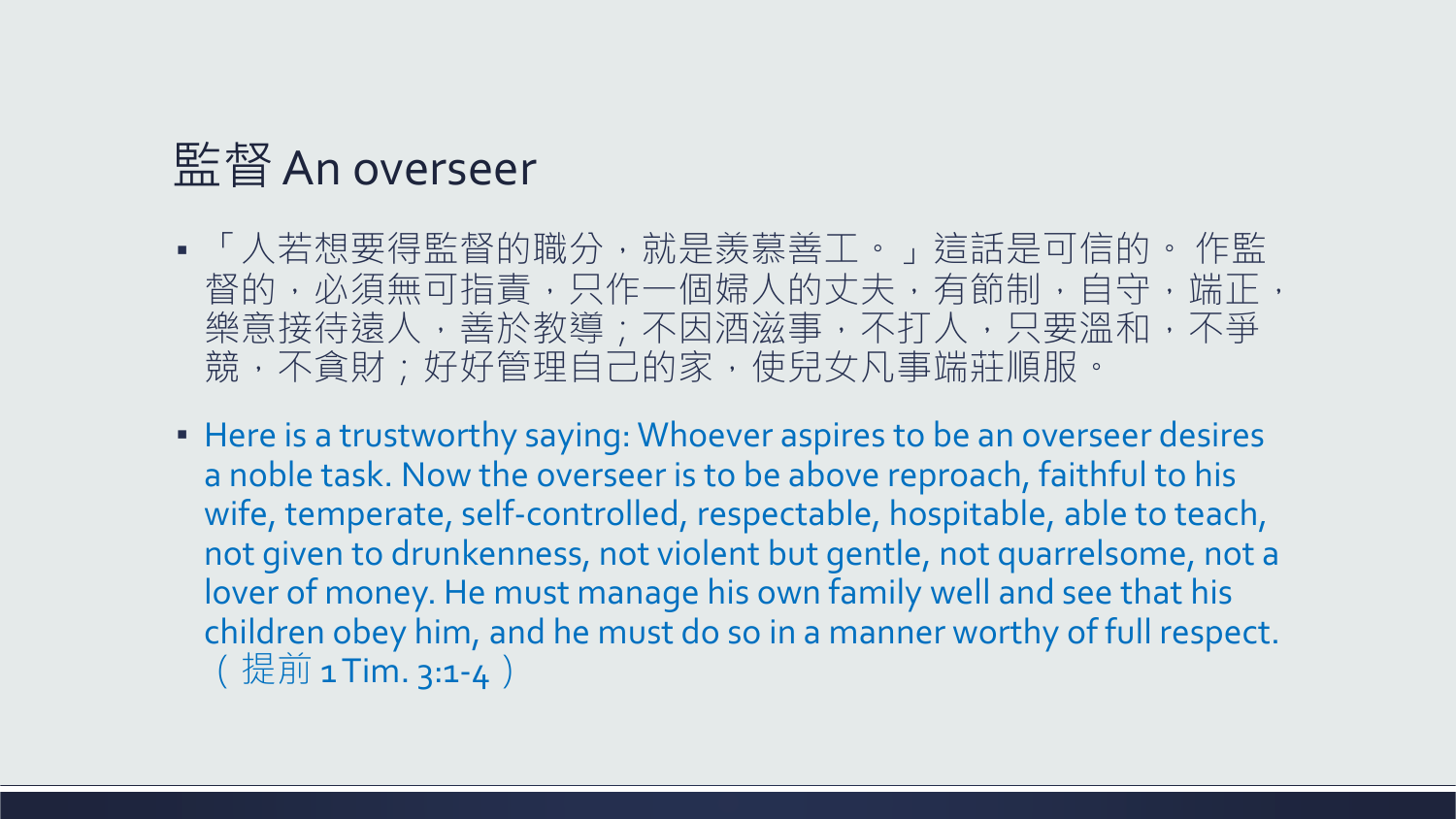# 監督 An overseer

- 「人若想要得監督的職分，就是羨慕善工。」這話是可信的。 作監督的，必須無可指責，只作一個婦人的丈夫，有節制，自守，端正，樂意接待遠人，善於教導；不因酒滋事，不打人，只要溫和，不爭競，不貪財；好好管理自己的家，使兒女凡事端莊順服。
- Here is a trustworthy saying: Whoever aspires to be an overseer desires a noble task. Now the overseer is to be above reproach, faithful to his wife, temperate, self-controlled, respectable, hospitable, able to teach, not given to drunkenness, not violent but gentle, not quarrelsome, not a lover of money. He must manage his own family well and see that his children obey him, and he must do so in a manner worthy of full respect.（提前 1 Tim. 3:1-4）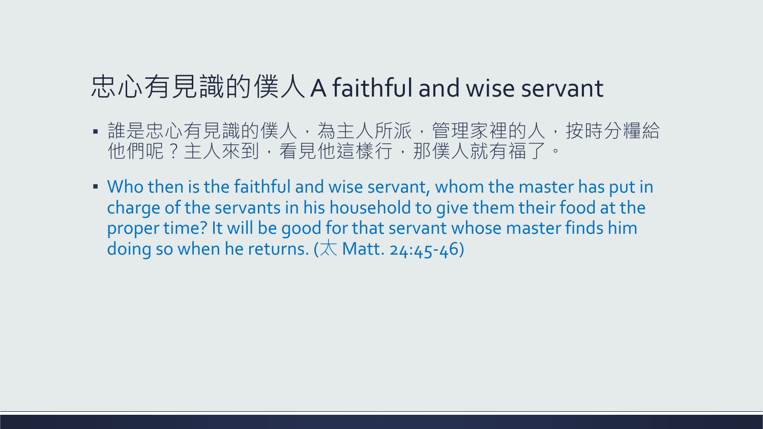# 忠心有見識的僕人 A faithful and wise servant

- 誰是忠心有見識的僕人，為主人所派，管理家裡的人，按時分糧給他們呢？主人來到，看見他這樣行，那僕人就有福了。
- Who then is the faithful and wise servant, whom the master has put in charge of the servants in his household to give them their food at the proper time? It will be good for that servant whose master finds him doing so when he returns. (太 Matt. 24:45-46)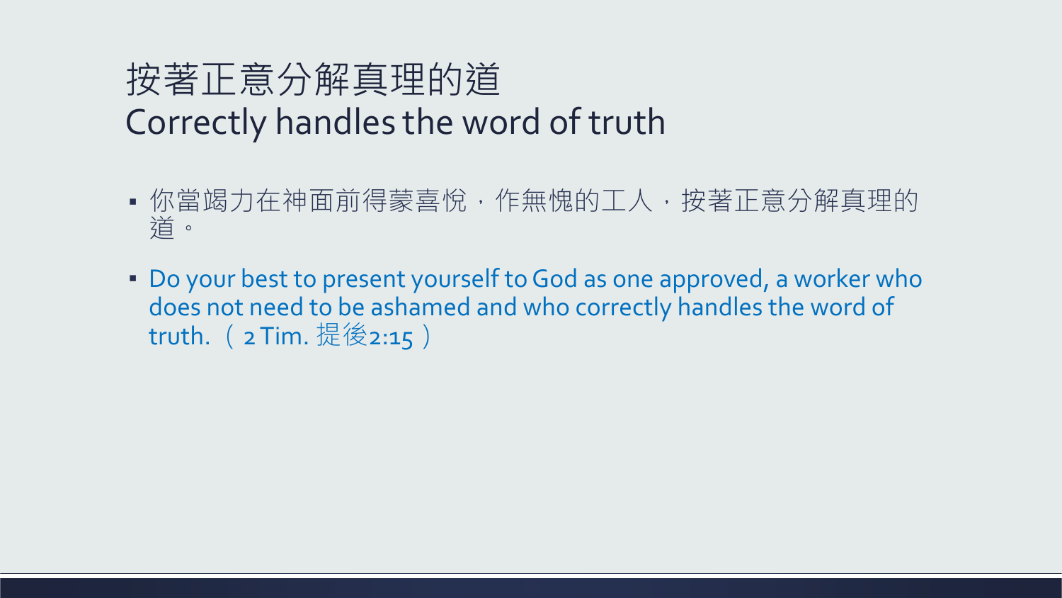# 按著正意分解真理的道
# Correctly handles the word of truth

- 你當竭力在神面前得蒙喜悅，作無愧的工人，按著正意分解真理的道。
- Do your best to present yourself to God as one approved, a worker who does not need to be ashamed and who correctly handles the word of truth. （ 2 Tim. 提後2:15 ）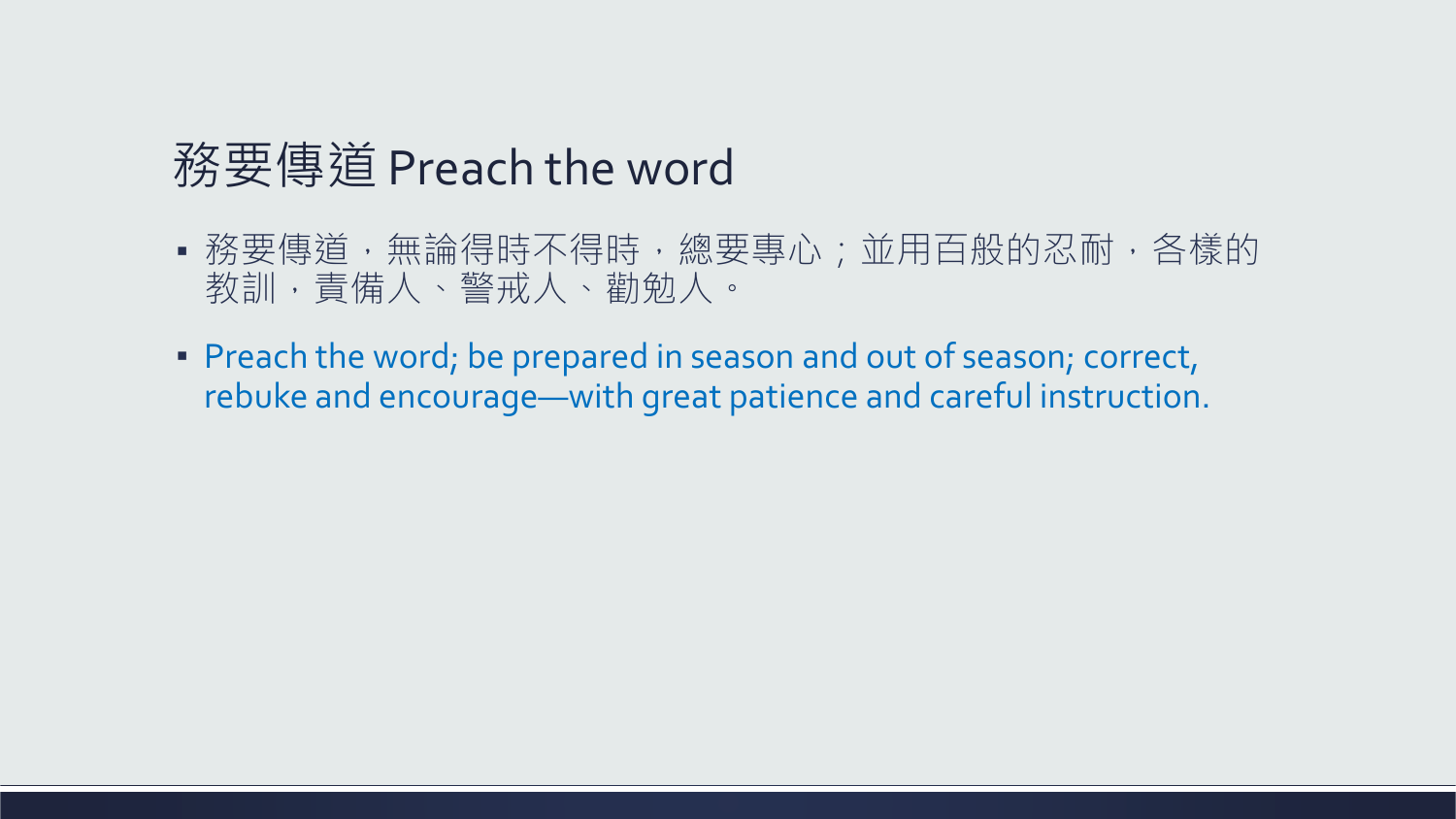# 務要傳道 Preach the word

- 務要傳道，無論得時不得時，總要專心；並用百般的忍耐，各樣的教訓，責備人、警戒人、勸勉人。
- Preach the word; be prepared in season and out of season; correct, rebuke and encourage—with great patience and careful instruction.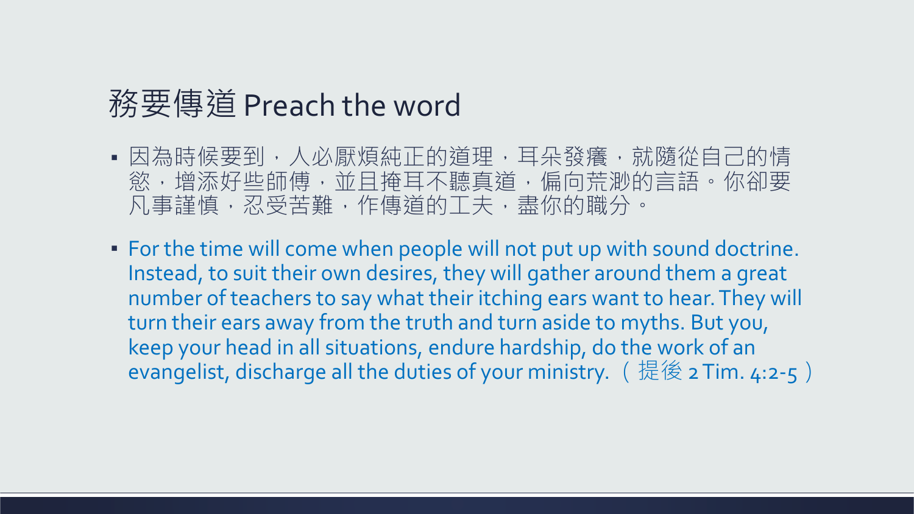# 務要傳道 Preach the word

- 因為時候要到，人必厭煩純正的道理，耳朵發癢，就隨從自己的情慾，增添好些師傅，並且掩耳不聽真道，偏向荒渺的言語。你卻要凡事謹慎，忍受苦難，作傳道的工夫，盡你的職分。

- For the time will come when people will not put up with sound doctrine. Instead, to suit their own desires, they will gather around them a great number of teachers to say what their itching ears want to hear. They will turn their ears away from the truth and turn aside to myths. But you, keep your head in all situations, endure hardship, do the work of an evangelist, discharge all the duties of your ministry.（提後 2 Tim. 4:2-5）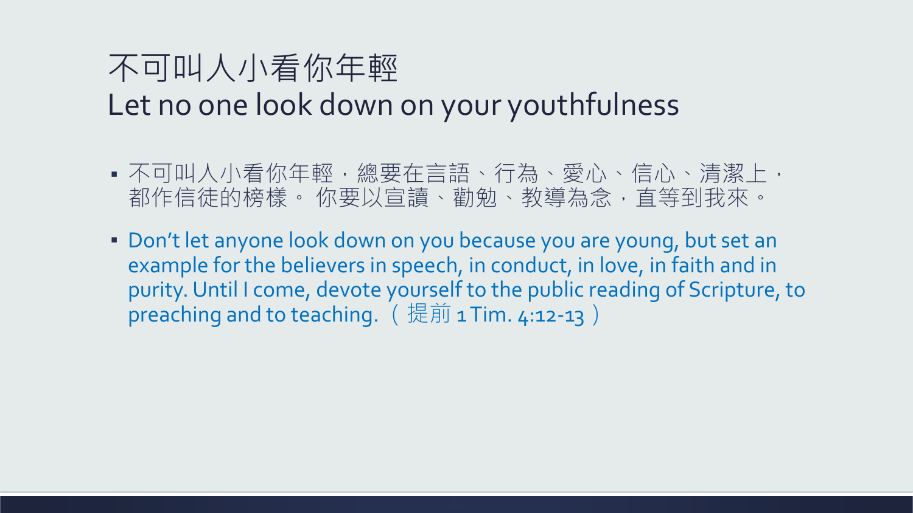# 不可叫人小看你年輕
Let no one look down on your youthfulness

- 不可叫人小看你年輕，總要在言語、行為、愛心、信心、清潔上，都作信徒的榜樣。 你要以宣讀、勸勉、教導為念，直等到我來。
- Don't let anyone look down on you because you are young, but set an example for the believers in speech, in conduct, in love, in faith and in purity. Until I come, devote yourself to the public reading of Scripture, to preaching and to teaching.（提前 1 Tim. 4:12-13）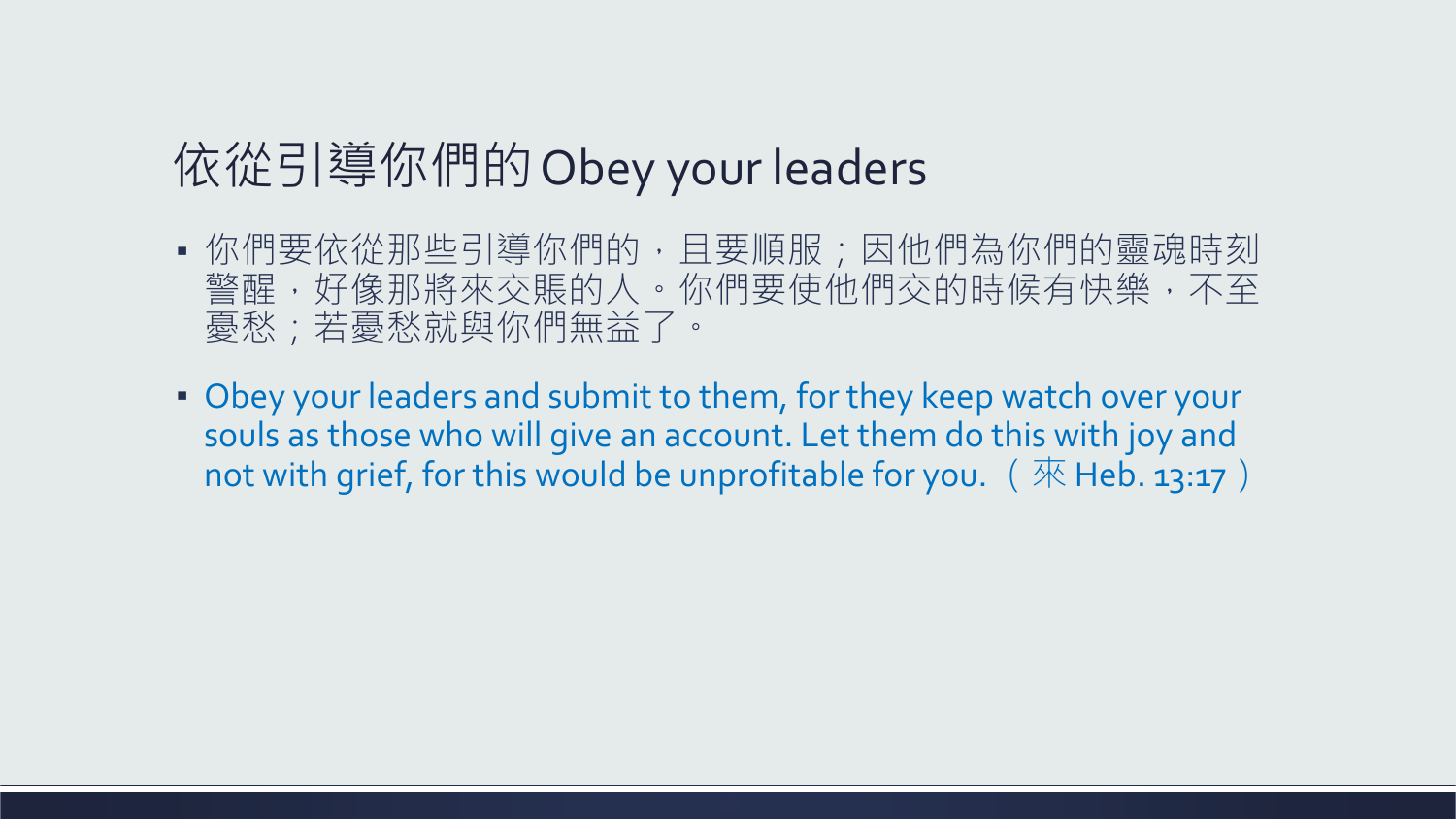# 依從引導你們的 Obey your leaders

- 你們要依從那些引導你們的，且要順服；因他們為你們的靈魂時刻警醒，好像那將來交賬的人。你們要使他們交的時候有快樂，不至憂愁；若憂愁就與你們無益了。
- Obey your leaders and submit to them, for they keep watch over your souls as those who will give an account. Let them do this with joy and not with grief, for this would be unprofitable for you.（來 Heb. 13:17）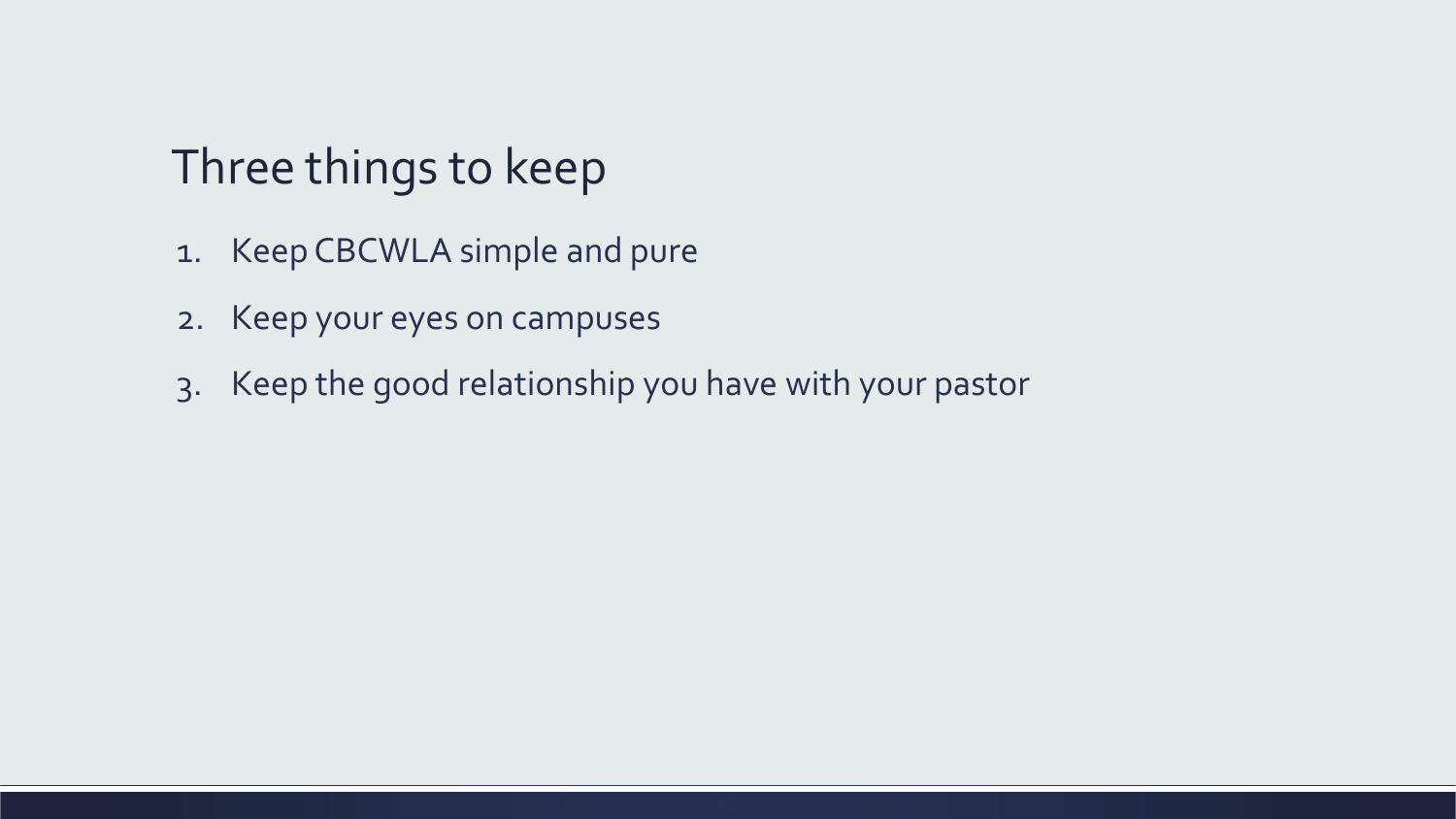# Three things to keep

1. Keep CBCWLA simple and pure
2. Keep your eyes on campuses
3. Keep the good relationship you have with your pastor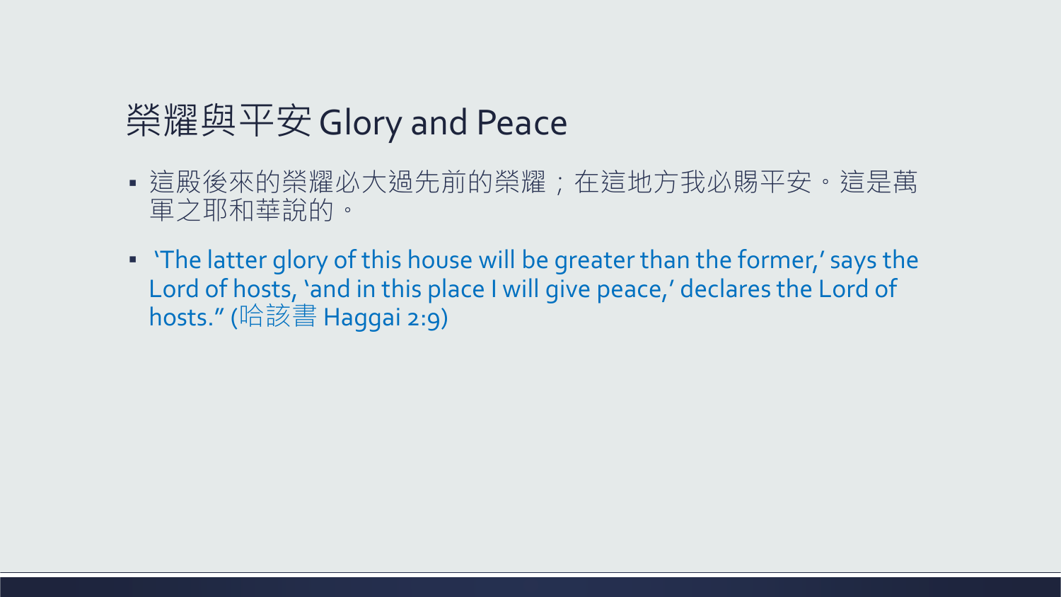# 榮耀與平安 Glory and Peace

- 這殿後來的榮耀必大過先前的榮耀；在這地方我必賜平安。這是萬軍之耶和華說的。
- 'The latter glory of this house will be greater than the former,' says the Lord of hosts, 'and in this place I will give peace,' declares the Lord of hosts." (哈該書 Haggai 2:9)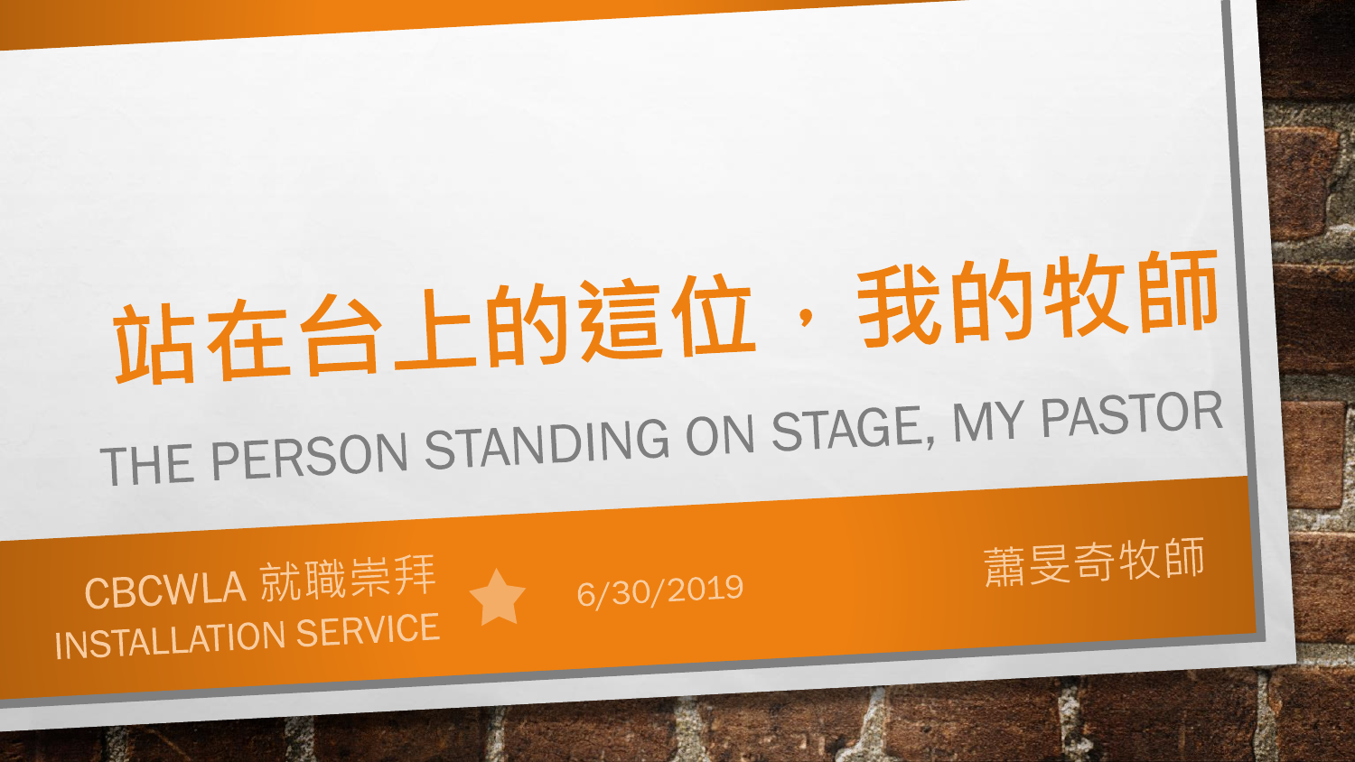# 站在台上的這位，我的牧師

## THE PERSON STANDING ON STAGE, MY PASTOR

CBCWLA 就職崇拜
INSTALLATION SERVICE

6/30/2019

蕭旻奇牧師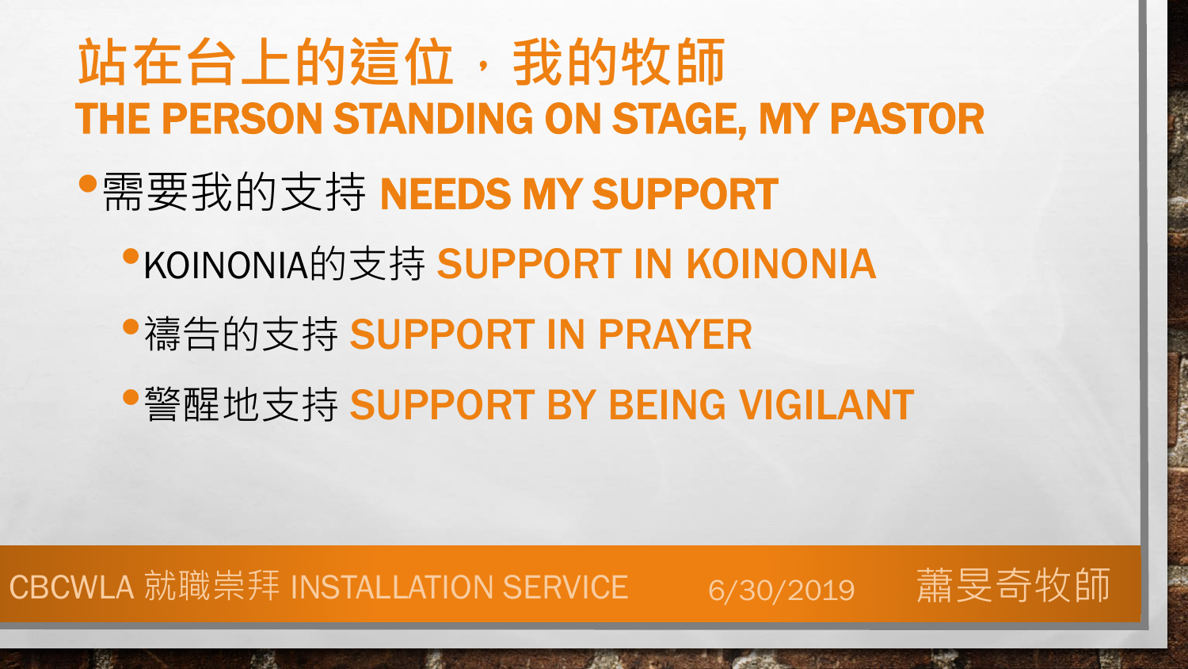# 站在台上的這位，我的牧師
# THE PERSON STANDING ON STAGE, MY PASTOR

- 需要我的支持 **NEEDS MY SUPPORT**
  - KOINONIA的支持 **SUPPORT IN KOINONIA**
  - 禱告的支持 **SUPPORT IN PRAYER**
  - 警醒地支持 **SUPPORT BY BEING VIGILANT**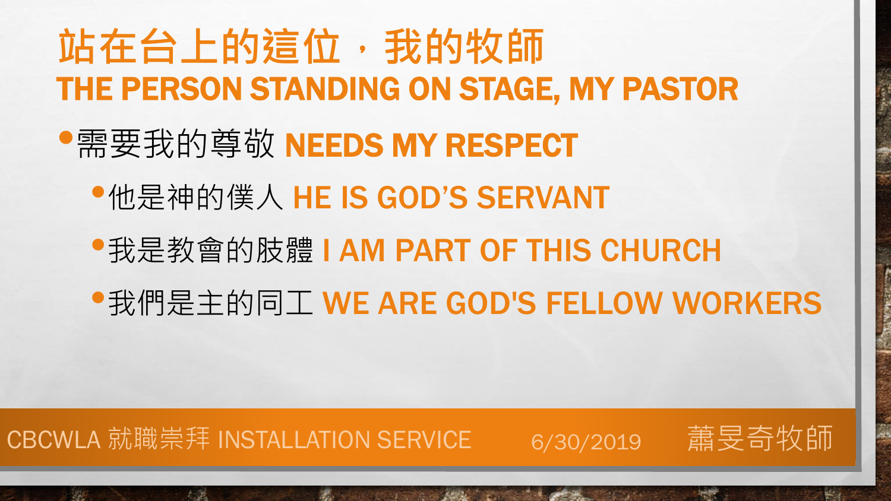# 站在台上的這位，我的牧師
# THE PERSON STANDING ON STAGE, MY PASTOR

- 需要我的尊敬 **NEEDS MY RESPECT**
  - 他是神的僕人 **HE IS GOD'S SERVANT**
  - 我是教會的肢體 **I AM PART OF THIS CHURCH**
  - 我們是主的同工 **WE ARE GOD'S FELLOW WORKERS**

CBCWLA 就職崇拜 INSTALLATION SERVICE　　6/30/2019　　蕭旻奇牧師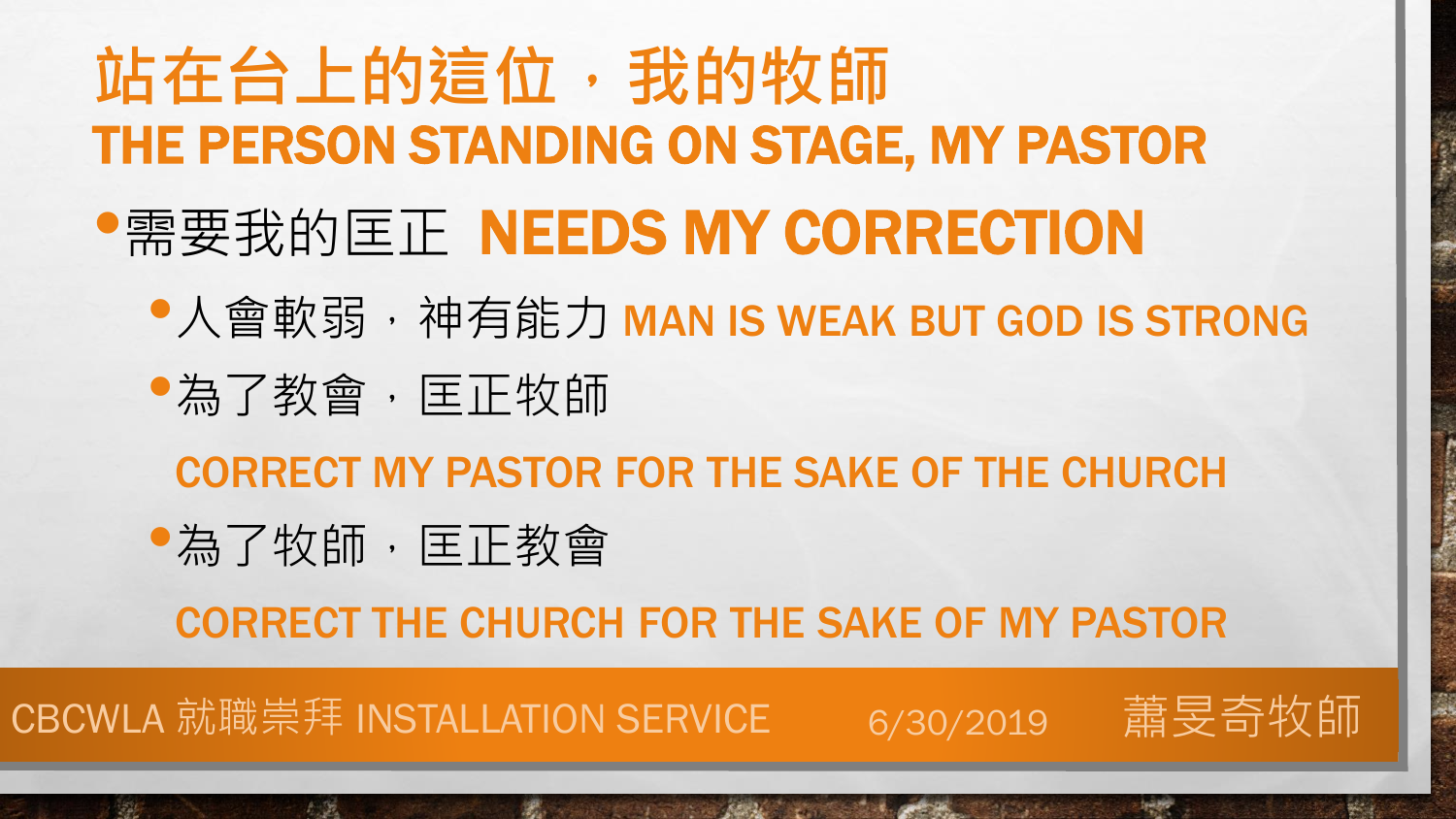# 站在台上的這位，我的牧師
# THE PERSON STANDING ON STAGE, MY PASTOR

- 需要我的匡正 **NEEDS MY CORRECTION**
  - 人會軟弱，神有能力 **MAN IS WEAK BUT GOD IS STRONG**
  - 為了教會，匡正牧師

    **CORRECT MY PASTOR FOR THE SAKE OF THE CHURCH**
  - 為了牧師，匡正教會

    **CORRECT THE CHURCH FOR THE SAKE OF MY PASTOR**

CBCWLA 就職崇拜 INSTALLATION SERVICE 6/30/2019 蕭旻奇牧師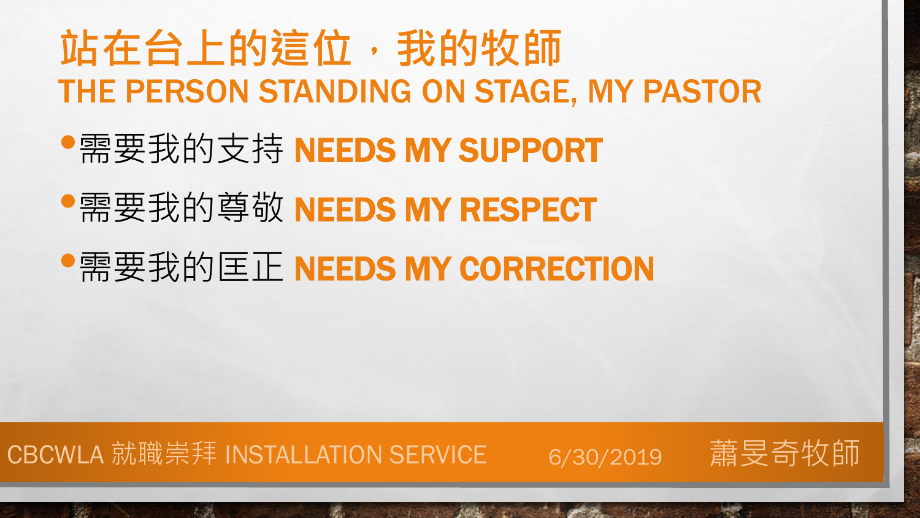# 站在台上的這位，我的牧師
# THE PERSON STANDING ON STAGE, MY PASTOR

- 需要我的支持 **NEEDS MY SUPPORT**
- 需要我的尊敬 **NEEDS MY RESPECT**
- 需要我的匡正 **NEEDS MY CORRECTION**

CBCWLA 就職崇拜 INSTALLATION SERVICE 6/30/2019 蕭旻奇牧師